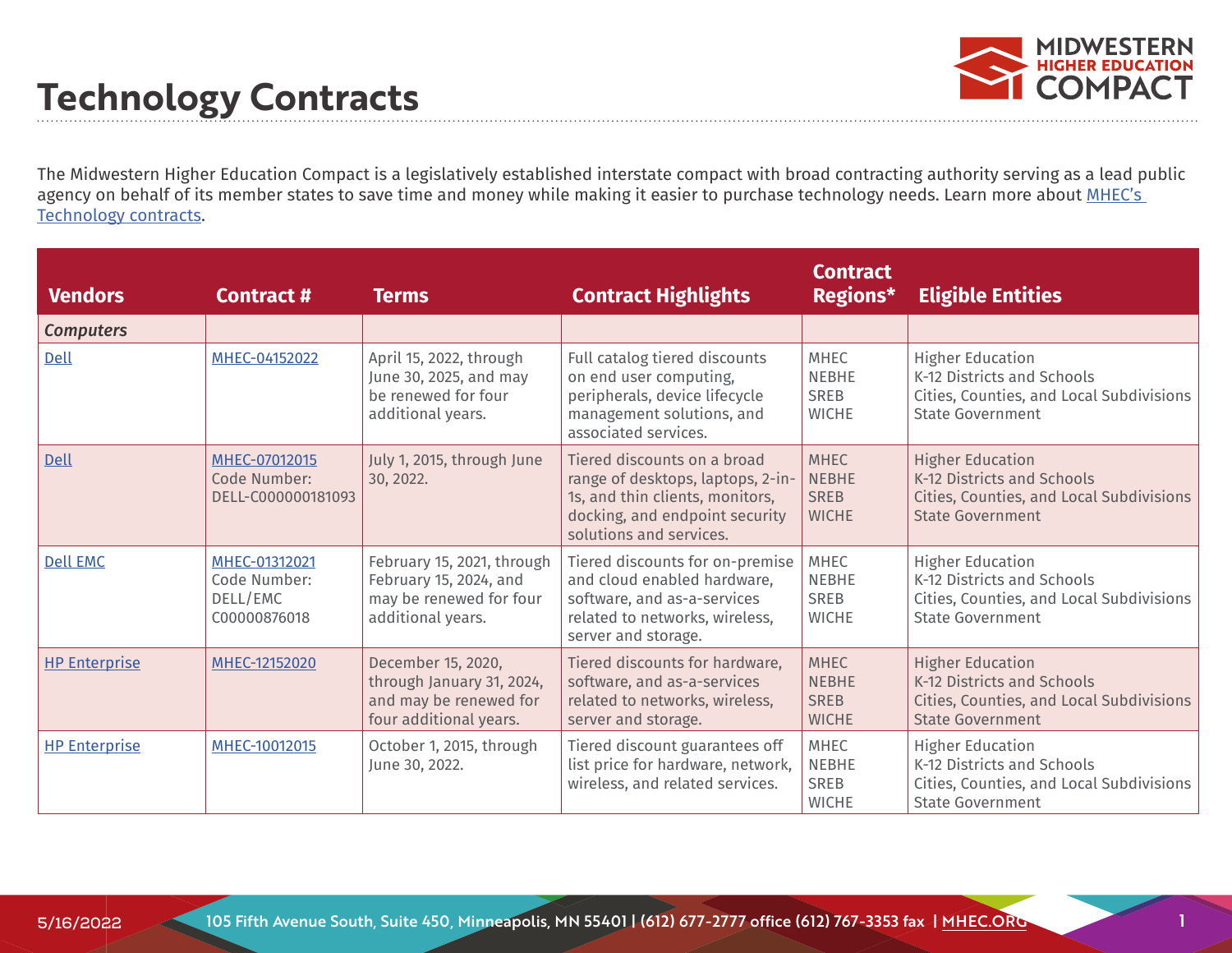# Technology Contracts

The Midwestern Higher Education Compact is a legislatively established interstate compact with broad contracting authority serving as a lead public agency on behalf of its member states to save time and money while making it easier to purchase technology needs. Learn more about [MHEC's Technology contracts](#).

| Vendors | Contract # | Terms | Contract Highlights | Contract Regions* | Eligible Entities |
|---|---|---|---|---|---|
| ***Computers*** | | | | | |
| Dell | MHEC-04152022 | April 15, 2022, through June 30, 2025, and may be renewed for four additional years. | Full catalog tiered discounts on end user computing, peripherals, device lifecycle management solutions, and associated services. | MHEC<br>NEBHE<br>SREB<br>WICHE | Higher Education<br>K-12 Districts and Schools<br>Cities, Counties, and Local Subdivisions<br>State Government |
| Dell | MHEC-07012015<br>Code Number: DELL-C000000181093 | July 1, 2015, through June 30, 2022. | Tiered discounts on a broad range of desktops, laptops, 2-in-1s, and thin clients, monitors, docking, and endpoint security solutions and services. | MHEC<br>NEBHE<br>SREB<br>WICHE | Higher Education<br>K-12 Districts and Schools<br>Cities, Counties, and Local Subdivisions<br>State Government |
| Dell EMC | MHEC-01312021<br>Code Number: DELL/EMC C00000876018 | February 15, 2021, through February 15, 2024, and may be renewed for four additional years. | Tiered discounts for on-premise and cloud enabled hardware, software, and as-a-services related to networks, wireless, server and storage. | MHEC<br>NEBHE<br>SREB<br>WICHE | Higher Education<br>K-12 Districts and Schools<br>Cities, Counties, and Local Subdivisions<br>State Government |
| HP Enterprise | MHEC-12152020 | December 15, 2020, through January 31, 2024, and may be renewed for four additional years. | Tiered discounts for hardware, software, and as-a-services related to networks, wireless, server and storage. | MHEC<br>NEBHE<br>SREB<br>WICHE | Higher Education<br>K-12 Districts and Schools<br>Cities, Counties, and Local Subdivisions<br>State Government |
| HP Enterprise | MHEC-10012015 | October 1, 2015, through June 30, 2022. | Tiered discount guarantees off list price for hardware, network, wireless, and related services. | MHEC<br>NEBHE<br>SREB<br>WICHE | Higher Education<br>K-12 Districts and Schools<br>Cities, Counties, and Local Subdivisions<br>State Government |

5/16/2022 105 Fifth Avenue South, Suite 450, Minneapolis, MN 55401 | (612) 677-2777 office (612) 767-3353 fax | MHEC.ORG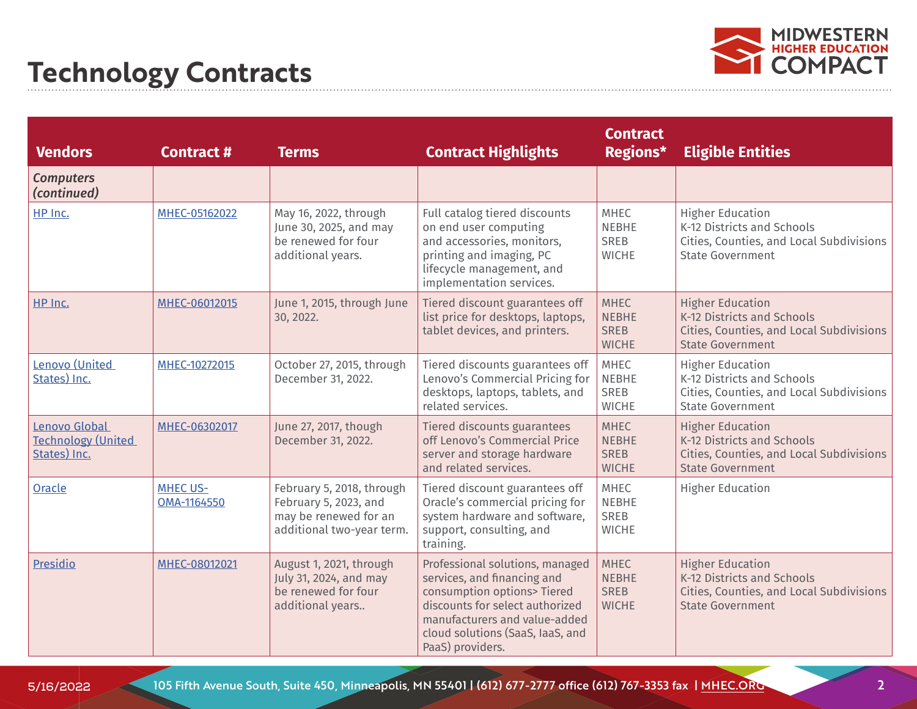# Technology Contracts

| Vendors | Contract # | Terms | Contract Highlights | Contract Regions* | Eligible Entities |
|---|---|---|---|---|---|
| ***Computers (continued)*** | | | | | |
| HP Inc. | MHEC-05162022 | May 16, 2022, through June 30, 2025, and may be renewed for four additional years. | Full catalog tiered discounts on end user computing and accessories, monitors, printing and imaging, PC lifecycle management, and implementation services. | MHEC<br>NEBHE<br>SREB<br>WICHE | Higher Education<br>K-12 Districts and Schools<br>Cities, Counties, and Local Subdivisions<br>State Government |
| HP Inc. | MHEC-06012015 | June 1, 2015, through June 30, 2022. | Tiered discount guarantees off list price for desktops, laptops, tablet devices, and printers. | MHEC<br>NEBHE<br>SREB<br>WICHE | Higher Education<br>K-12 Districts and Schools<br>Cities, Counties, and Local Subdivisions<br>State Government |
| Lenovo (United States) Inc. | MHEC-10272015 | October 27, 2015, through December 31, 2022. | Tiered discounts guarantees off Lenovo's Commercial Pricing for desktops, laptops, tablets, and related services. | MHEC<br>NEBHE<br>SREB<br>WICHE | Higher Education<br>K-12 Districts and Schools<br>Cities, Counties, and Local Subdivisions<br>State Government |
| Lenovo Global Technology (United States) Inc. | MHEC-06302017 | June 27, 2017, though December 31, 2022. | Tiered discounts guarantees off Lenovo's Commercial Price server and storage hardware and related services. | MHEC<br>NEBHE<br>SREB<br>WICHE | Higher Education<br>K-12 Districts and Schools<br>Cities, Counties, and Local Subdivisions<br>State Government |
| Oracle | MHEC US-OMA-1164550 | February 5, 2018, through February 5, 2023, and may be renewed for an additional two-year term. | Tiered discount guarantees off Oracle's commercial pricing for system hardware and software, support, consulting, and training. | MHEC<br>NEBHE<br>SREB<br>WICHE | Higher Education |
| Presidio | MHEC-08012021 | August 1, 2021, through July 31, 2024, and may be renewed for four additional years.. | Professional solutions, managed services, and financing and consumption options> Tiered discounts for select authorized manufacturers and value-added cloud solutions (SaaS, IaaS, and PaaS) providers. | MHEC<br>NEBHE<br>SREB<br>WICHE | Higher Education<br>K-12 Districts and Schools<br>Cities, Counties, and Local Subdivisions<br>State Government |

5/16/2022 105 Fifth Avenue South, Suite 450, Minneapolis, MN 55401 | (612) 677-2777 office (612) 767-3353 fax | MHEC.ORG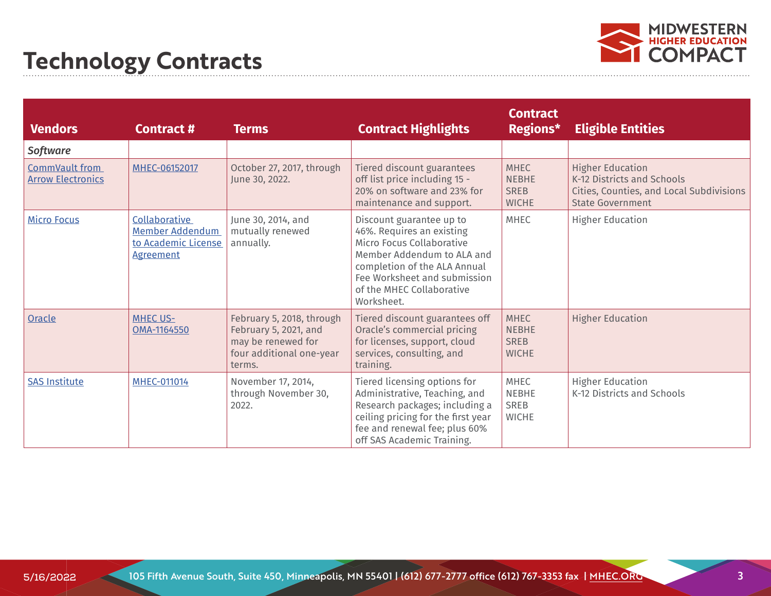# Technology Contracts

| Vendors | Contract # | Terms | Contract Highlights | Contract Regions* | Eligible Entities |
|---|---|---|---|---|---|
| ***Software*** | | | | | |
| CommVault from Arrow Electronics | MHEC-06152017 | October 27, 2017, through June 30, 2022. | Tiered discount guarantees off list price including 15 - 20% on software and 23% for maintenance and support. | MHEC<br>NEBHE<br>SREB<br>WICHE | Higher Education<br>K-12 Districts and Schools<br>Cities, Counties, and Local Subdivisions<br>State Government |
| Micro Focus | Collaborative Member Addendum to Academic License Agreement | June 30, 2014, and mutually renewed annually. | Discount guarantee up to 46%. Requires an existing Micro Focus Collaborative Member Addendum to ALA and completion of the ALA Annual Fee Worksheet and submission of the MHEC Collaborative Worksheet. | MHEC | Higher Education |
| Oracle | MHEC US-OMA-1164550 | February 5, 2018, through February 5, 2021, and may be renewed for four additional one-year terms. | Tiered discount guarantees off Oracle's commercial pricing for licenses, support, cloud services, consulting, and training. | MHEC<br>NEBHE<br>SREB<br>WICHE | Higher Education |
| SAS Institute | MHEC-011014 | November 17, 2014, through November 30, 2022. | Tiered licensing options for Administrative, Teaching, and Research packages; including a ceiling pricing for the first year fee and renewal fee; plus 60% off SAS Academic Training. | MHEC<br>NEBHE<br>SREB<br>WICHE | Higher Education<br>K-12 Districts and Schools |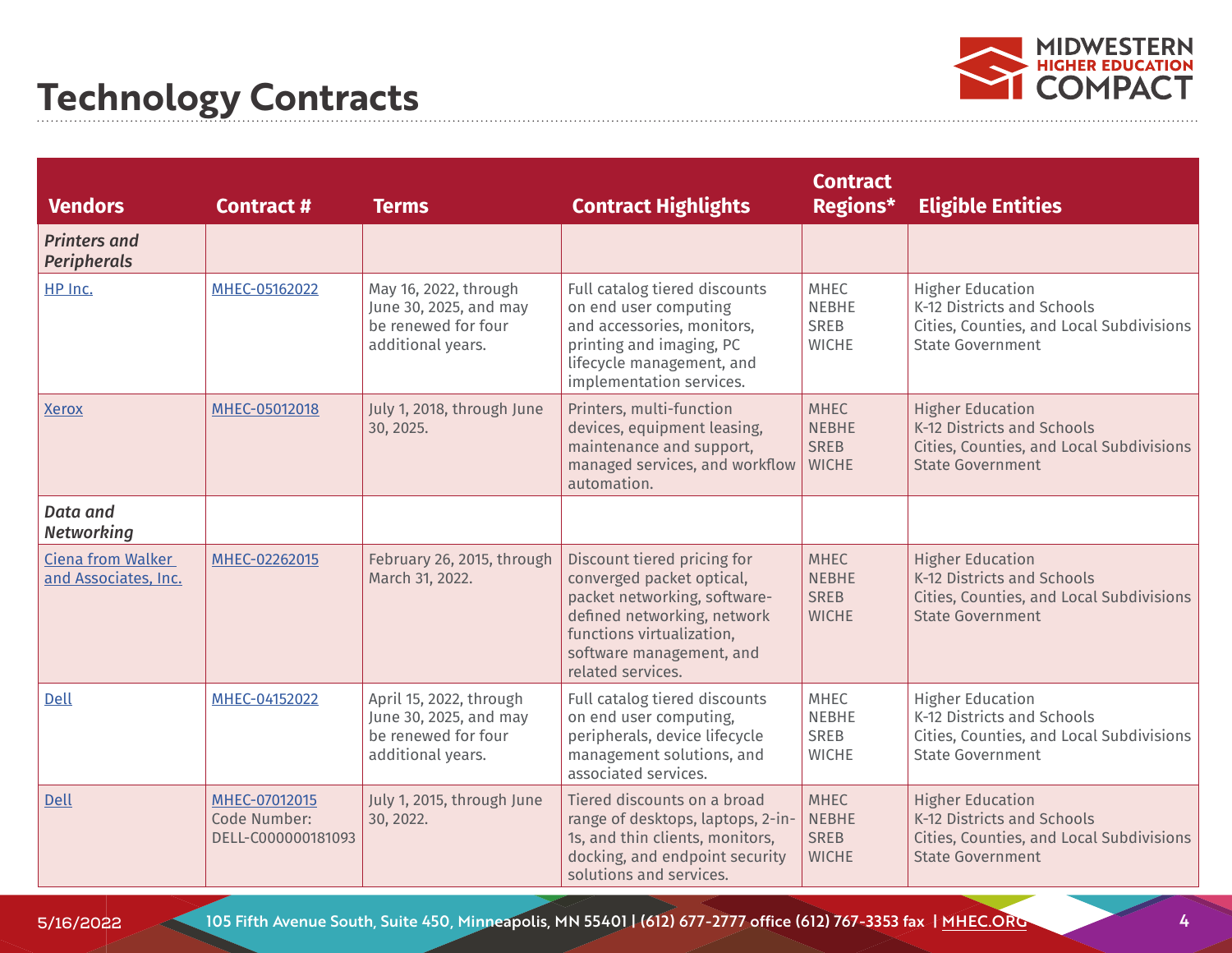# Technology Contracts

| Vendors | Contract # | Terms | Contract Highlights | Contract Regions* | Eligible Entities |
|---|---|---|---|---|---|
| ***Printers and Peripherals*** | | | | | |
| HP Inc. | MHEC-05162022 | May 16, 2022, through June 30, 2025, and may be renewed for four additional years. | Full catalog tiered discounts on end user computing and accessories, monitors, printing and imaging, PC lifecycle management, and implementation services. | MHEC<br>NEBHE<br>SREB<br>WICHE | Higher Education<br>K-12 Districts and Schools<br>Cities, Counties, and Local Subdivisions<br>State Government |
| Xerox | MHEC-05012018 | July 1, 2018, through June 30, 2025. | Printers, multi-function devices, equipment leasing, maintenance and support, managed services, and workflow automation. | MHEC<br>NEBHE<br>SREB<br>WICHE | Higher Education<br>K-12 Districts and Schools<br>Cities, Counties, and Local Subdivisions<br>State Government |
| ***Data and Networking*** | | | | | |
| Ciena from Walker and Associates, Inc. | MHEC-02262015 | February 26, 2015, through March 31, 2022. | Discount tiered pricing for converged packet optical, packet networking, software-defined networking, network functions virtualization, software management, and related services. | MHEC<br>NEBHE<br>SREB<br>WICHE | Higher Education<br>K-12 Districts and Schools<br>Cities, Counties, and Local Subdivisions<br>State Government |
| Dell | MHEC-04152022 | April 15, 2022, through June 30, 2025, and may be renewed for four additional years. | Full catalog tiered discounts on end user computing, peripherals, device lifecycle management solutions, and associated services. | MHEC<br>NEBHE<br>SREB<br>WICHE | Higher Education<br>K-12 Districts and Schools<br>Cities, Counties, and Local Subdivisions<br>State Government |
| Dell | MHEC-07012015<br>Code Number: DELL-C000000181093 | July 1, 2015, through June 30, 2022. | Tiered discounts on a broad range of desktops, laptops, 2-in-1s, and thin clients, monitors, docking, and endpoint security solutions and services. | MHEC<br>NEBHE<br>SREB<br>WICHE | Higher Education<br>K-12 Districts and Schools<br>Cities, Counties, and Local Subdivisions<br>State Government |

5/16/2022 105 Fifth Avenue South, Suite 450, Minneapolis, MN 55401 | (612) 677-2777 office (612) 767-3353 fax | MHEC.ORG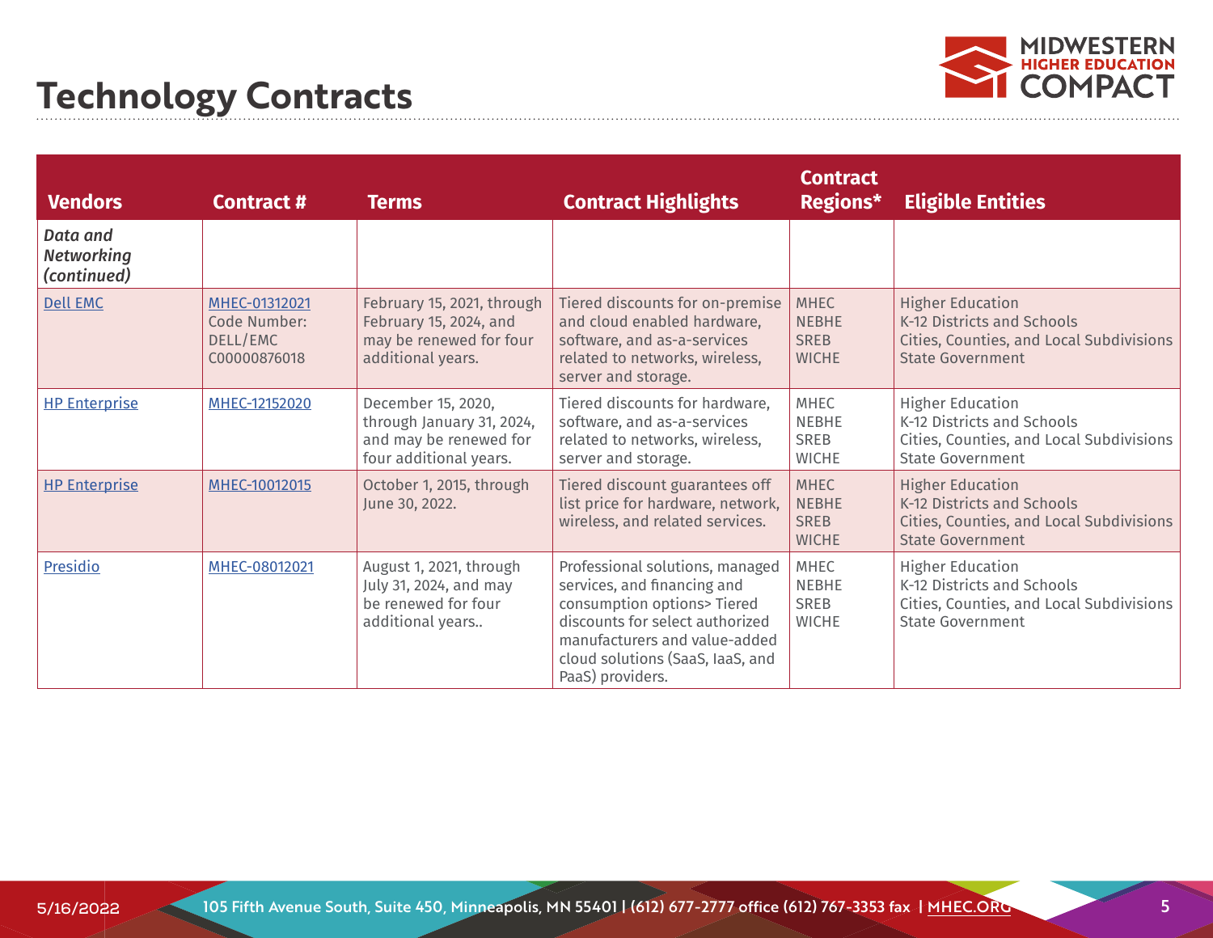# Technology Contracts

| Vendors | Contract # | Terms | Contract Highlights | Contract Regions* | Eligible Entities |
|---|---|---|---|---|---|
| ***Data and Networking (continued)*** | | | | | |
| Dell EMC | MHEC-01312021 Code Number: DELL/EMC C000000876018 | February 15, 2021, through February 15, 2024, and may be renewed for four additional years. | Tiered discounts for on-premise and cloud enabled hardware, software, and as-a-services related to networks, wireless, server and storage. | MHEC NEBHE SREB WICHE | Higher Education K-12 Districts and Schools Cities, Counties, and Local Subdivisions State Government |
| HP Enterprise | MHEC-12152020 | December 15, 2020, through January 31, 2024, and may be renewed for four additional years. | Tiered discounts for hardware, software, and as-a-services related to networks, wireless, server and storage. | MHEC NEBHE SREB WICHE | Higher Education K-12 Districts and Schools Cities, Counties, and Local Subdivisions State Government |
| HP Enterprise | MHEC-10012015 | October 1, 2015, through June 30, 2022. | Tiered discount guarantees off list price for hardware, network, wireless, and related services. | MHEC NEBHE SREB WICHE | Higher Education K-12 Districts and Schools Cities, Counties, and Local Subdivisions State Government |
| Presidio | MHEC-08012021 | August 1, 2021, through July 31, 2024, and may be renewed for four additional years.. | Professional solutions, managed services, and financing and consumption options> Tiered discounts for select authorized manufacturers and value-added cloud solutions (SaaS, IaaS, and PaaS) providers. | MHEC NEBHE SREB WICHE | Higher Education K-12 Districts and Schools Cities, Counties, and Local Subdivisions State Government |

5/16/2022 105 Fifth Avenue South, Suite 450, Minneapolis, MN 55401 | (612) 677-2777 office (612) 767-3353 fax | MHEC.ORG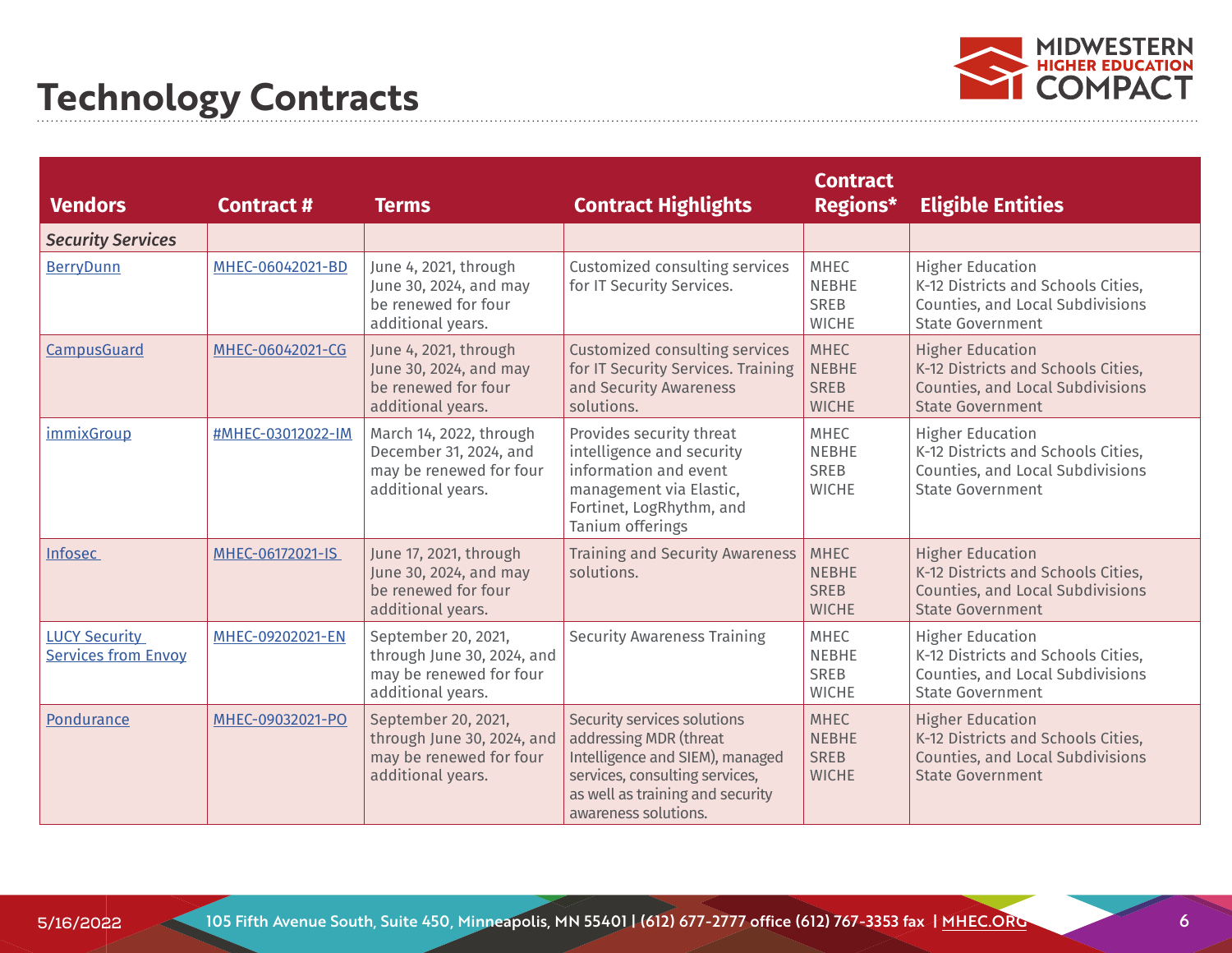# Technology Contracts

| Vendors | Contract # | Terms | Contract Highlights | Contract Regions* | Eligible Entities |
|---|---|---|---|---|---|
| ***Security Services*** | | | | | |
| BerryDunn | MHEC-06042021-BD | June 4, 2021, through June 30, 2024, and may be renewed for four additional years. | Customized consulting services for IT Security Services. | MHEC NEBHE SREB WICHE | Higher Education K-12 Districts and Schools Cities, Counties, and Local Subdivisions State Government |
| CampusGuard | MHEC-06042021-CG | June 4, 2021, through June 30, 2024, and may be renewed for four additional years. | Customized consulting services for IT Security Services. Training and Security Awareness solutions. | MHEC NEBHE SREB WICHE | Higher Education K-12 Districts and Schools Cities, Counties, and Local Subdivisions State Government |
| immixGroup | #MHEC-03012022-IM | March 14, 2022, through December 31, 2024, and may be renewed for four additional years. | Provides security threat intelligence and security information and event management via Elastic, Fortinet, LogRhythm, and Tanium offerings | MHEC NEBHE SREB WICHE | Higher Education K-12 Districts and Schools Cities, Counties, and Local Subdivisions State Government |
| Infosec | MHEC-06172021-IS | June 17, 2021, through June 30, 2024, and may be renewed for four additional years. | Training and Security Awareness solutions. | MHEC NEBHE SREB WICHE | Higher Education K-12 Districts and Schools Cities, Counties, and Local Subdivisions State Government |
| LUCY Security Services from Envoy | MHEC-09202021-EN | September 20, 2021, through June 30, 2024, and may be renewed for four additional years. | Security Awareness Training | MHEC NEBHE SREB WICHE | Higher Education K-12 Districts and Schools Cities, Counties, and Local Subdivisions State Government |
| Pondurance | MHEC-09032021-PO | September 20, 2021, through June 30, 2024, and may be renewed for four additional years. | Security services solutions addressing MDR (threat Intelligence and SIEM), managed services, consulting services, as well as training and security awareness solutions. | MHEC NEBHE SREB WICHE | Higher Education K-12 Districts and Schools Cities, Counties, and Local Subdivisions State Government |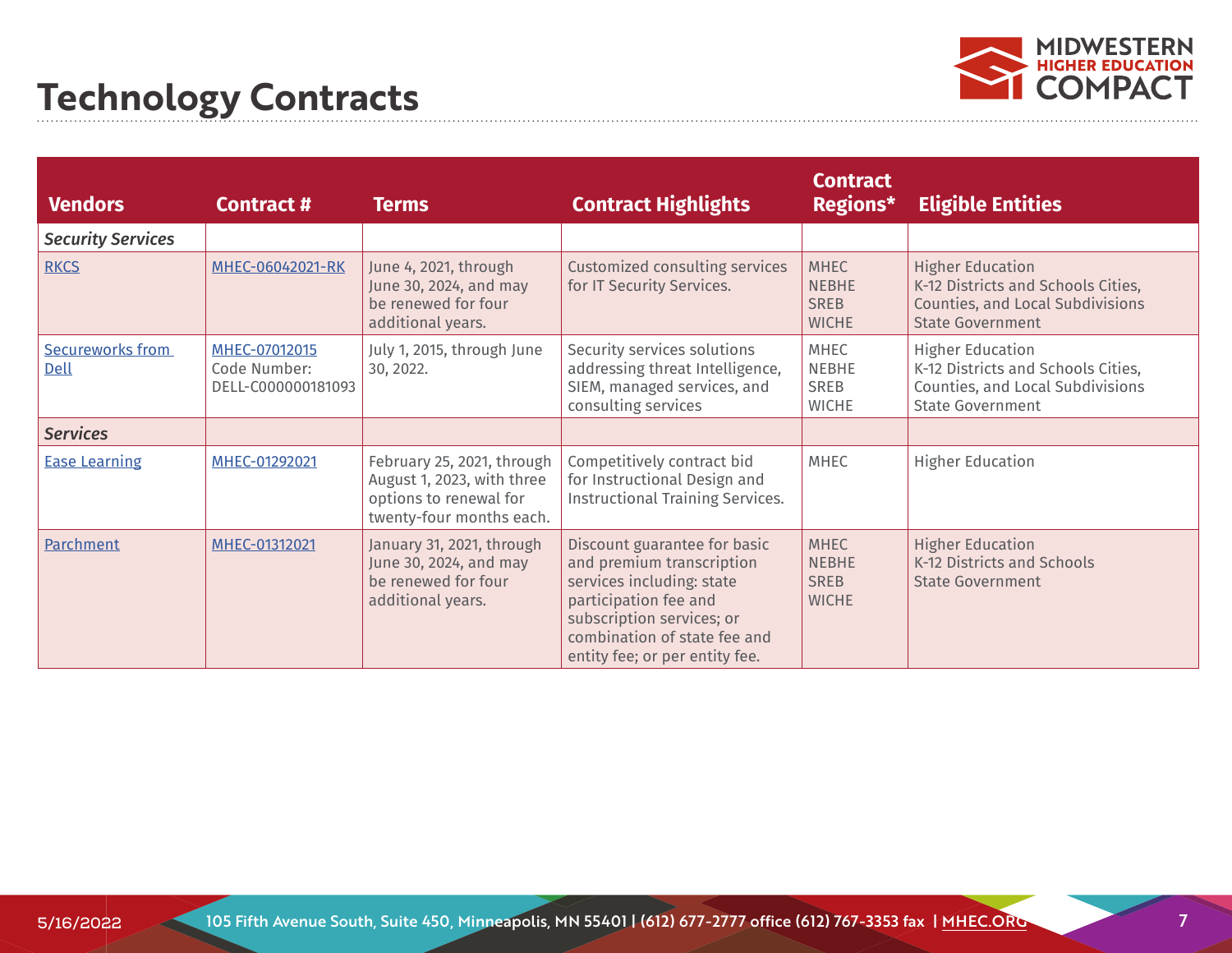# Technology Contracts

| Vendors | Contract # | Terms | Contract Highlights | Contract Regions* | Eligible Entities |
|---|---|---|---|---|---|
| *Security Services* | | | | | |
| RKCS | MHEC-06042021-RK | June 4, 2021, through June 30, 2024, and may be renewed for four additional years. | Customized consulting services for IT Security Services. | MHEC NEBHE SREB WICHE | Higher Education K-12 Districts and Schools Cities, Counties, and Local Subdivisions State Government |
| Secureworks from Dell | MHEC-07012015 Code Number: DELL-C000000181093 | July 1, 2015, through June 30, 2022. | Security services solutions addressing threat Intelligence, SIEM, managed services, and consulting services | MHEC NEBHE SREB WICHE | Higher Education K-12 Districts and Schools Cities, Counties, and Local Subdivisions State Government |
| *Services* | | | | | |
| Ease Learning | MHEC-01292021 | February 25, 2021, through August 1, 2023, with three options to renewal for twenty-four months each. | Competitively contract bid for Instructional Design and Instructional Training Services. | MHEC | Higher Education |
| Parchment | MHEC-01312021 | January 31, 2021, through June 30, 2024, and may be renewed for four additional years. | Discount guarantee for basic and premium transcription services including: state participation fee and subscription services; or combination of state fee and entity fee; or per entity fee. | MHEC NEBHE SREB WICHE | Higher Education K-12 Districts and Schools State Government |

5/16/2022

105 Fifth Avenue South, Suite 450, Minneapolis, MN 55401 | (612) 677-2777 office (612) 767-3353 fax | MHEC.ORG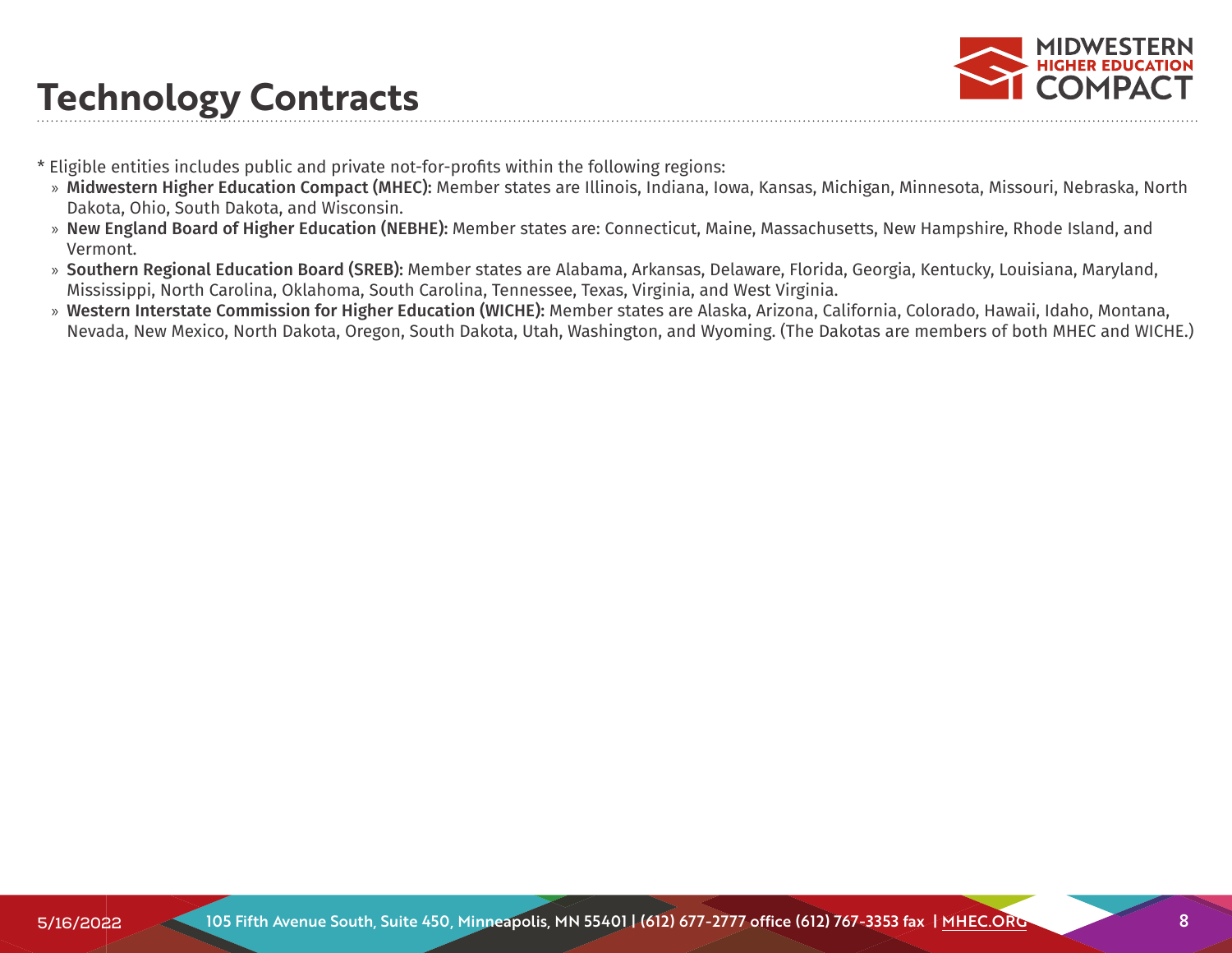# Technology Contracts

* Eligible entities includes public and private not-for-profits within the following regions:
  - **Midwestern Higher Education Compact (MHEC):** Member states are Illinois, Indiana, Iowa, Kansas, Michigan, Minnesota, Missouri, Nebraska, North Dakota, Ohio, South Dakota, and Wisconsin.
  - **New England Board of Higher Education (NEBHE):** Member states are: Connecticut, Maine, Massachusetts, New Hampshire, Rhode Island, and Vermont.
  - **Southern Regional Education Board (SREB):** Member states are Alabama, Arkansas, Delaware, Florida, Georgia, Kentucky, Louisiana, Maryland, Mississippi, North Carolina, Oklahoma, South Carolina, Tennessee, Texas, Virginia, and West Virginia.
  - **Western Interstate Commission for Higher Education (WICHE):** Member states are Alaska, Arizona, California, Colorado, Hawaii, Idaho, Montana, Nevada, New Mexico, North Dakota, Oregon, South Dakota, Utah, Washington, and Wyoming. (The Dakotas are members of both MHEC and WICHE.)